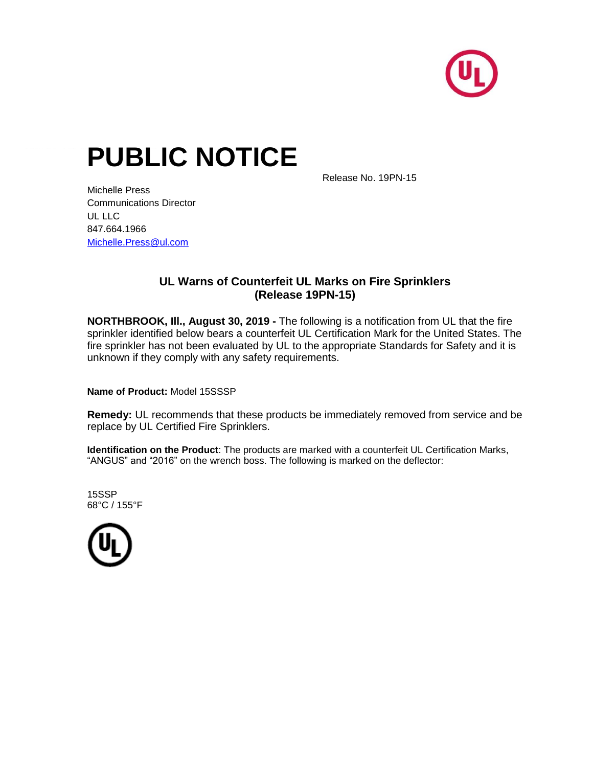# PUBLIC NOTICE

Release No. 19PN-15

Michelle Press
Communications Director
UL LLC
847.664.1966
Michelle.Press@ul.com

## UL Warns of Counterfeit UL Marks on Fire Sprinklers (Release 19PN-15)

**NORTHBROOK, Ill., August 30, 2019 -** The following is a notification from UL that the fire sprinkler identified below bears a counterfeit UL Certification Mark for the United States. The fire sprinkler has not been evaluated by UL to the appropriate Standards for Safety and it is unknown if they comply with any safety requirements.

**Name of Product:** Model 15SSSP

**Remedy:** UL recommends that these products be immediately removed from service and be replace by UL Certified Fire Sprinklers.

**Identification on the Product**: The products are marked with a counterfeit UL Certification Marks, “ANGUS” and “2016” on the wrench boss. The following is marked on the deflector:

15SSP
68°C / 155°F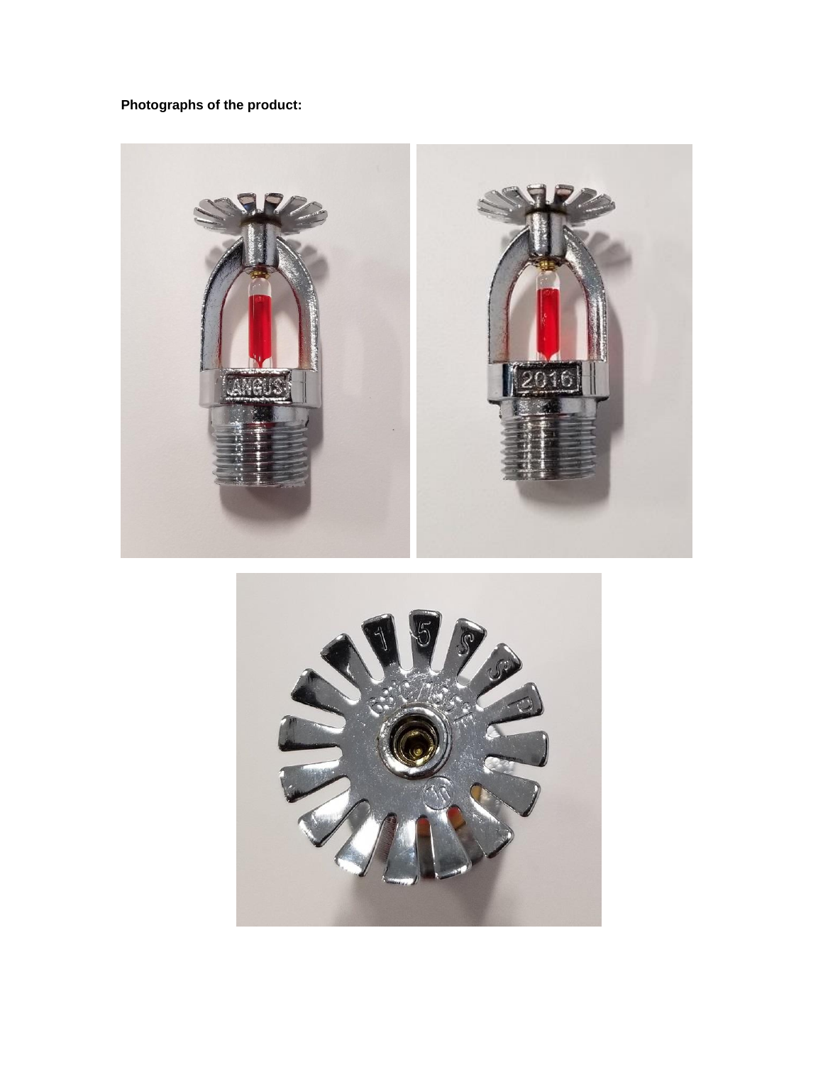**Photographs of the product:**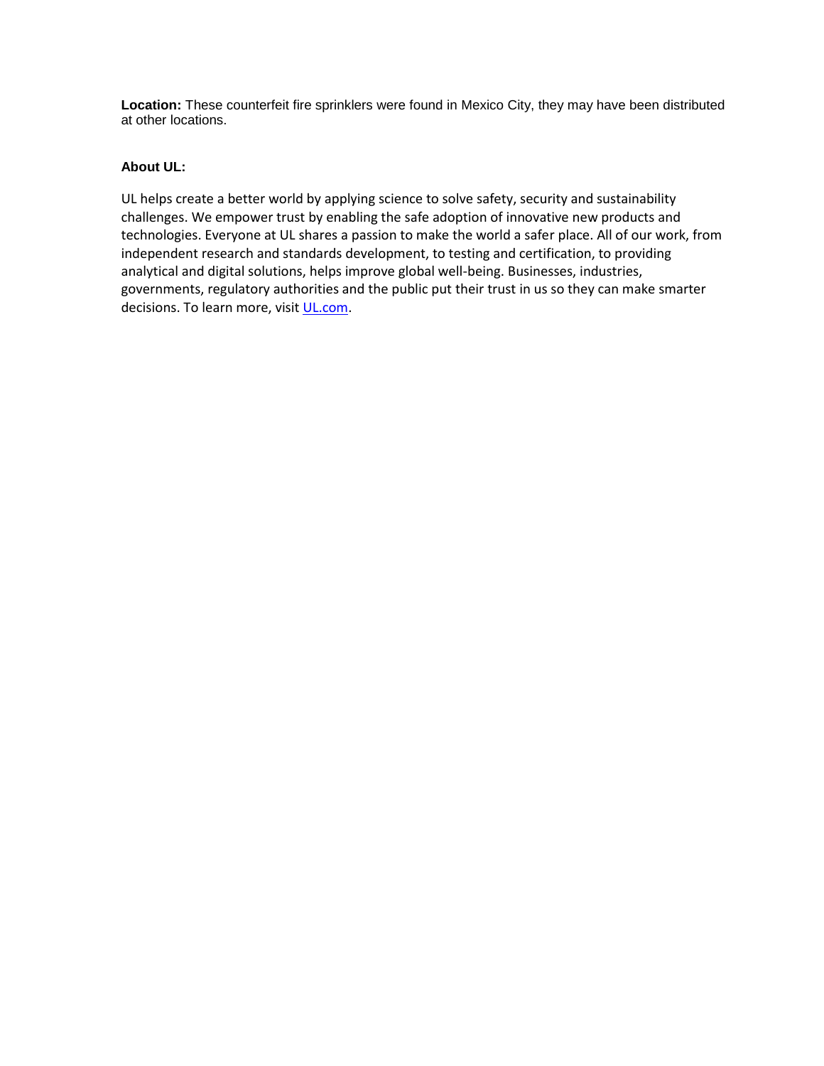**Location:** These counterfeit fire sprinklers were found in Mexico City, they may have been distributed at other locations.

**About UL:**

UL helps create a better world by applying science to solve safety, security and sustainability challenges. We empower trust by enabling the safe adoption of innovative new products and technologies. Everyone at UL shares a passion to make the world a safer place. All of our work, from independent research and standards development, to testing and certification, to providing analytical and digital solutions, helps improve global well-being. Businesses, industries, governments, regulatory authorities and the public put their trust in us so they can make smarter decisions. To learn more, visit [UL.com](http://UL.com).